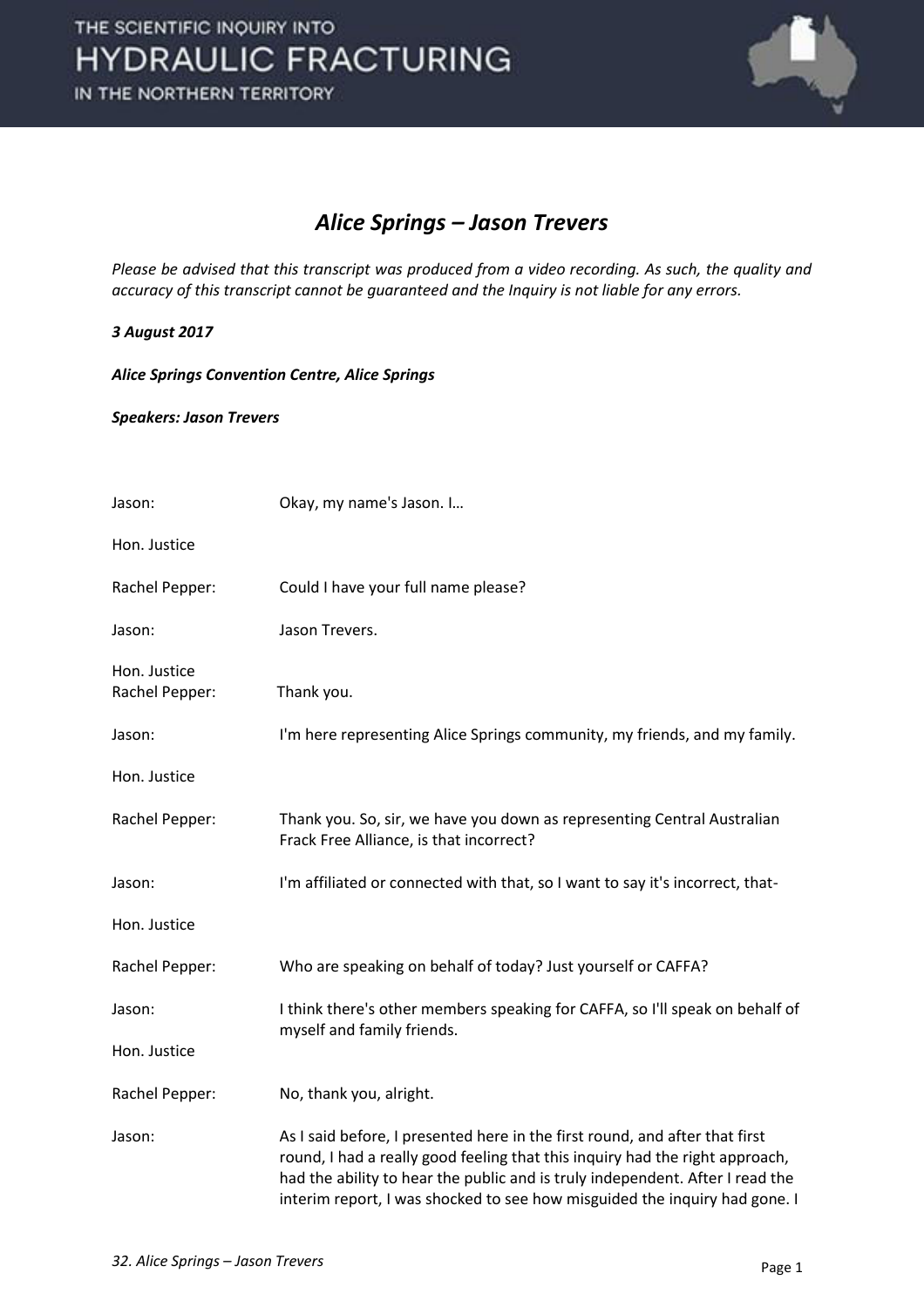# *Alice Springs – Jason Trevers*

*Please be advised that this transcript was produced from a video recording. As such, the quality and accuracy of this transcript cannot be guaranteed and the Inquiry is not liable for any errors.*

***3 August 2017***

***Alice Springs Convention Centre, Alice Springs***

***Speakers: Jason Trevers***

| | |
|---|---|
| Jason: | Okay, my name's Jason. I… |
| Hon. Justice Rachel Pepper: | Could I have your full name please? |
| Jason: | Jason Trevers. |
| Hon. Justice Rachel Pepper: | Thank you. |
| Jason: | I'm here representing Alice Springs community, my friends, and my family. |
| Hon. Justice Rachel Pepper: | Thank you. So, sir, we have you down as representing Central Australian Frack Free Alliance, is that incorrect? |
| Jason: | I'm affiliated or connected with that, so I want to say it's incorrect, that- |
| Hon. Justice Rachel Pepper: | Who are speaking on behalf of today? Just yourself or CAFFA? |
| Jason: | I think there's other members speaking for CAFFA, so I'll speak on behalf of myself and family friends. |
| Hon. Justice Rachel Pepper: | No, thank you, alright. |
| Jason: | As I said before, I presented here in the first round, and after that first round, I had a really good feeling that this inquiry had the right approach, had the ability to hear the public and is truly independent. After I read the interim report, I was shocked to see how misguided the inquiry had gone. I |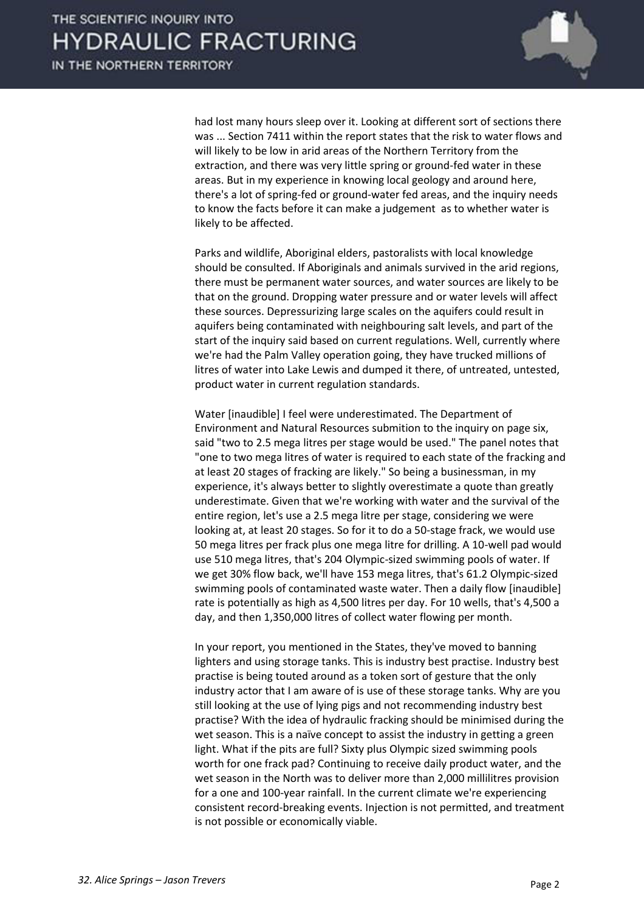had lost many hours sleep over it. Looking at different sort of sections there was ... Section 7411 within the report states that the risk to water flows and will likely to be low in arid areas of the Northern Territory from the extraction, and there was very little spring or ground-fed water in these areas. But in my experience in knowing local geology and around here, there's a lot of spring-fed or ground-water fed areas, and the inquiry needs to know the facts before it can make a judgement as to whether water is likely to be affected.

Parks and wildlife, Aboriginal elders, pastoralists with local knowledge should be consulted. If Aboriginals and animals survived in the arid regions, there must be permanent water sources, and water sources are likely to be that on the ground. Dropping water pressure and or water levels will affect these sources. Depressurizing large scales on the aquifers could result in aquifers being contaminated with neighbouring salt levels, and part of the start of the inquiry said based on current regulations. Well, currently where we're had the Palm Valley operation going, they have trucked millions of litres of water into Lake Lewis and dumped it there, of untreated, untested, product water in current regulation standards.

Water [inaudible] I feel were underestimated. The Department of Environment and Natural Resources submition to the inquiry on page six, said "two to 2.5 mega litres per stage would be used." The panel notes that "one to two mega litres of water is required to each state of the fracking and at least 20 stages of fracking are likely." So being a businessman, in my experience, it's always better to slightly overestimate a quote than greatly underestimate. Given that we're working with water and the survival of the entire region, let's use a 2.5 mega litre per stage, considering we were looking at, at least 20 stages. So for it to do a 50-stage frack, we would use 50 mega litres per frack plus one mega litre for drilling. A 10-well pad would use 510 mega litres, that's 204 Olympic-sized swimming pools of water. If we get 30% flow back, we'll have 153 mega litres, that's 61.2 Olympic-sized swimming pools of contaminated waste water. Then a daily flow [inaudible] rate is potentially as high as 4,500 litres per day. For 10 wells, that's 4,500 a day, and then 1,350,000 litres of collect water flowing per month.

In your report, you mentioned in the States, they've moved to banning lighters and using storage tanks. This is industry best practise. Industry best practise is being touted around as a token sort of gesture that the only industry actor that I am aware of is use of these storage tanks. Why are you still looking at the use of lying pigs and not recommending industry best practise? With the idea of hydraulic fracking should be minimised during the wet season. This is a naïve concept to assist the industry in getting a green light. What if the pits are full? Sixty plus Olympic sized swimming pools worth for one frack pad? Continuing to receive daily product water, and the wet season in the North was to deliver more than 2,000 millilitres provision for a one and 100-year rainfall. In the current climate we're experiencing consistent record-breaking events. Injection is not permitted, and treatment is not possible or economically viable.

*32. Alice Springs – Jason Trevers*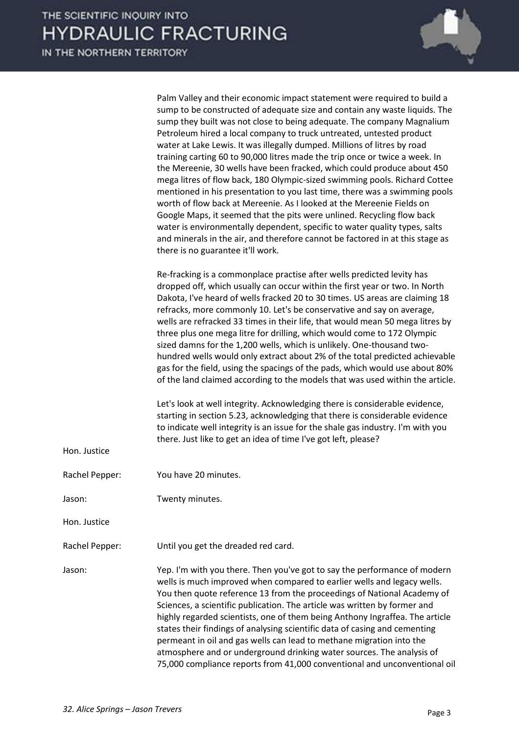Palm Valley and their economic impact statement were required to build a sump to be constructed of adequate size and contain any waste liquids. The sump they built was not close to being adequate. The company Magnalium Petroleum hired a local company to truck untreated, untested product water at Lake Lewis. It was illegally dumped. Millions of litres by road training carting 60 to 90,000 litres made the trip once or twice a week. In the Mereenie, 30 wells have been fracked, which could produce about 450 mega litres of flow back, 180 Olympic-sized swimming pools. Richard Cottee mentioned in his presentation to you last time, there was a swimming pools worth of flow back at Mereenie. As I looked at the Mereenie Fields on Google Maps, it seemed that the pits were unlined. Recycling flow back water is environmentally dependent, specific to water quality types, salts and minerals in the air, and therefore cannot be factored in at this stage as there is no guarantee it'll work.

Re-fracking is a commonplace practise after wells predicted levity has dropped off, which usually can occur within the first year or two. In North Dakota, I've heard of wells fracked 20 to 30 times. US areas are claiming 18 refracks, more commonly 10. Let's be conservative and say on average, wells are refracked 33 times in their life, that would mean 50 mega litres by three plus one mega litre for drilling, which would come to 172 Olympic sized damns for the 1,200 wells, which is unlikely. One-thousand two-hundred wells would only extract about 2% of the total predicted achievable gas for the field, using the spacings of the pads, which would use about 80% of the land claimed according to the models that was used within the article.

Let's look at well integrity. Acknowledging there is considerable evidence, starting in section 5.23, acknowledging that there is considerable evidence to indicate well integrity is an issue for the shale gas industry. I'm with you there. Just like to get an idea of time I've got left, please?

Hon. Justice Rachel Pepper: You have 20 minutes.

Jason: Twenty minutes.

Hon. Justice Rachel Pepper: Until you get the dreaded red card.

Jason: Yep. I'm with you there. Then you've got to say the performance of modern wells is much improved when compared to earlier wells and legacy wells. You then quote reference 13 from the proceedings of National Academy of Sciences, a scientific publication. The article was written by former and highly regarded scientists, one of them being Anthony Ingraffea. The article states their findings of analysing scientific data of casing and cementing permeant in oil and gas wells can lead to methane migration into the atmosphere and or underground drinking water sources. The analysis of 75,000 compliance reports from 41,000 conventional and unconventional oil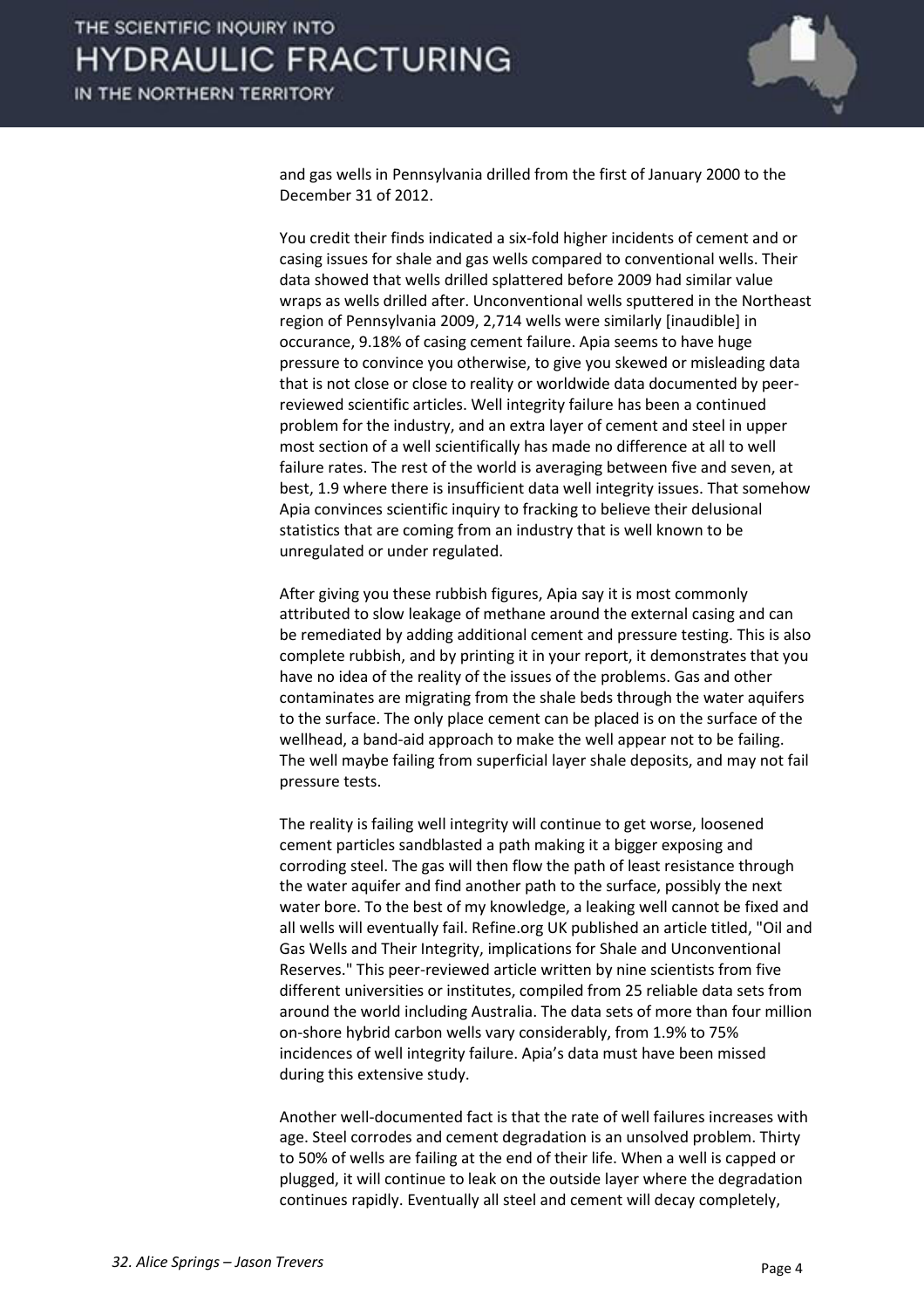and gas wells in Pennsylvania drilled from the first of January 2000 to the December 31 of 2012.

You credit their finds indicated a six-fold higher incidents of cement and or casing issues for shale and gas wells compared to conventional wells. Their data showed that wells drilled splattered before 2009 had similar value wraps as wells drilled after. Unconventional wells sputtered in the Northeast region of Pennsylvania 2009, 2,714 wells were similarly [inaudible] in occurance, 9.18% of casing cement failure. Apia seems to have huge pressure to convince you otherwise, to give you skewed or misleading data that is not close or close to reality or worldwide data documented by peer-reviewed scientific articles. Well integrity failure has been a continued problem for the industry, and an extra layer of cement and steel in upper most section of a well scientifically has made no difference at all to well failure rates. The rest of the world is averaging between five and seven, at best, 1.9 where there is insufficient data well integrity issues. That somehow Apia convinces scientific inquiry to fracking to believe their delusional statistics that are coming from an industry that is well known to be unregulated or under regulated.

After giving you these rubbish figures, Apia say it is most commonly attributed to slow leakage of methane around the external casing and can be remediated by adding additional cement and pressure testing. This is also complete rubbish, and by printing it in your report, it demonstrates that you have no idea of the reality of the issues of the problems. Gas and other contaminates are migrating from the shale beds through the water aquifers to the surface. The only place cement can be placed is on the surface of the wellhead, a band-aid approach to make the well appear not to be failing. The well maybe failing from superficial layer shale deposits, and may not fail pressure tests.

The reality is failing well integrity will continue to get worse, loosened cement particles sandblasted a path making it a bigger exposing and corroding steel. The gas will then flow the path of least resistance through the water aquifer and find another path to the surface, possibly the next water bore. To the best of my knowledge, a leaking well cannot be fixed and all wells will eventually fail. Refine.org UK published an article titled, "Oil and Gas Wells and Their Integrity, implications for Shale and Unconventional Reserves." This peer-reviewed article written by nine scientists from five different universities or institutes, compiled from 25 reliable data sets from around the world including Australia. The data sets of more than four million on-shore hybrid carbon wells vary considerably, from 1.9% to 75% incidences of well integrity failure. Apia's data must have been missed during this extensive study.

Another well-documented fact is that the rate of well failures increases with age. Steel corrodes and cement degradation is an unsolved problem. Thirty to 50% of wells are failing at the end of their life. When a well is capped or plugged, it will continue to leak on the outside layer where the degradation continues rapidly. Eventually all steel and cement will decay completely,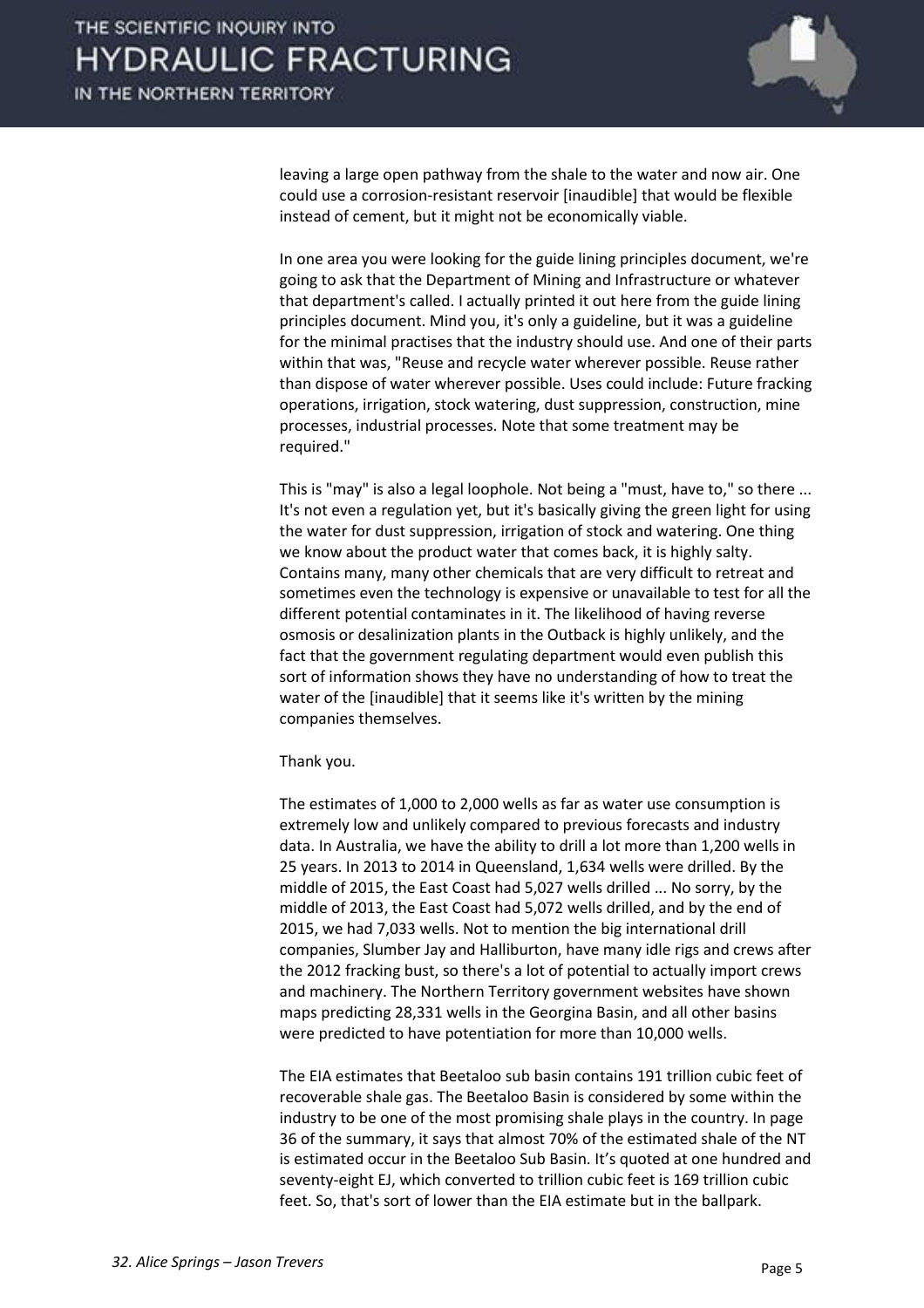leaving a large open pathway from the shale to the water and now air. One could use a corrosion-resistant reservoir [inaudible] that would be flexible instead of cement, but it might not be economically viable.

In one area you were looking for the guide lining principles document, we're going to ask that the Department of Mining and Infrastructure or whatever that department's called. I actually printed it out here from the guide lining principles document. Mind you, it's only a guideline, but it was a guideline for the minimal practises that the industry should use. And one of their parts within that was, "Reuse and recycle water wherever possible. Reuse rather than dispose of water wherever possible. Uses could include: Future fracking operations, irrigation, stock watering, dust suppression, construction, mine processes, industrial processes. Note that some treatment may be required."

This is "may" is also a legal loophole. Not being a "must, have to," so there ... It's not even a regulation yet, but it's basically giving the green light for using the water for dust suppression, irrigation of stock and watering. One thing we know about the product water that comes back, it is highly salty. Contains many, many other chemicals that are very difficult to retreat and sometimes even the technology is expensive or unavailable to test for all the different potential contaminates in it. The likelihood of having reverse osmosis or desalinization plants in the Outback is highly unlikely, and the fact that the government regulating department would even publish this sort of information shows they have no understanding of how to treat the water of the [inaudible] that it seems like it's written by the mining companies themselves.

Thank you.

The estimates of 1,000 to 2,000 wells as far as water use consumption is extremely low and unlikely compared to previous forecasts and industry data. In Australia, we have the ability to drill a lot more than 1,200 wells in 25 years. In 2013 to 2014 in Queensland, 1,634 wells were drilled. By the middle of 2015, the East Coast had 5,027 wells drilled ... No sorry, by the middle of 2013, the East Coast had 5,072 wells drilled, and by the end of 2015, we had 7,033 wells. Not to mention the big international drill companies, Slumber Jay and Halliburton, have many idle rigs and crews after the 2012 fracking bust, so there's a lot of potential to actually import crews and machinery. The Northern Territory government websites have shown maps predicting 28,331 wells in the Georgina Basin, and all other basins were predicted to have potentiation for more than 10,000 wells.

The EIA estimates that Beetaloo sub basin contains 191 trillion cubic feet of recoverable shale gas. The Beetaloo Basin is considered by some within the industry to be one of the most promising shale plays in the country. In page 36 of the summary, it says that almost 70% of the estimated shale of the NT is estimated occur in the Beetaloo Sub Basin. It's quoted at one hundred and seventy-eight EJ, which converted to trillion cubic feet is 169 trillion cubic feet. So, that's sort of lower than the EIA estimate but in the ballpark.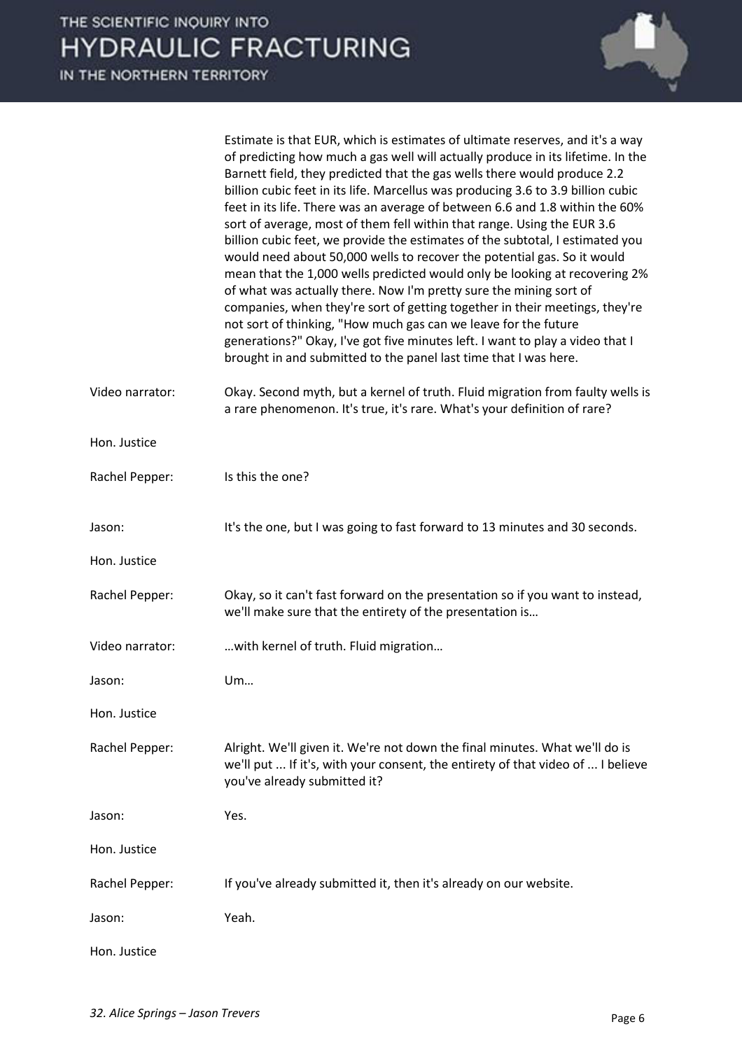| | |
|---|---|
| | Estimate is that EUR, which is estimates of ultimate reserves, and it's a way of predicting how much a gas well will actually produce in its lifetime. In the Barnett field, they predicted that the gas wells there would produce 2.2 billion cubic feet in its life. Marcellus was producing 3.6 to 3.9 billion cubic feet in its life. There was an average of between 6.6 and 1.8 within the 60% sort of average, most of them fell within that range. Using the EUR 3.6 billion cubic feet, we provide the estimates of the subtotal, I estimated you would need about 50,000 wells to recover the potential gas. So it would mean that the 1,000 wells predicted would only be looking at recovering 2% of what was actually there. Now I'm pretty sure the mining sort of companies, when they're sort of getting together in their meetings, they're not sort of thinking, "How much gas can we leave for the future generations?" Okay, I've got five minutes left. I want to play a video that I brought in and submitted to the panel last time that I was here. |
| Video narrator: | Okay. Second myth, but a kernel of truth. Fluid migration from faulty wells is a rare phenomenon. It's true, it's rare. What's your definition of rare? |
| Hon. Justice | |
| Rachel Pepper: | Is this the one? |
| Jason: | It's the one, but I was going to fast forward to 13 minutes and 30 seconds. |
| Hon. Justice | |
| Rachel Pepper: | Okay, so it can't fast forward on the presentation so if you want to instead, we'll make sure that the entirety of the presentation is… |
| Video narrator: | …with kernel of truth. Fluid migration… |
| Jason: | Um… |
| Hon. Justice | |
| Rachel Pepper: | Alright. We'll given it. We're not down the final minutes. What we'll do is we'll put ... If it's, with your consent, the entirety of that video of ... I believe you've already submitted it? |
| Jason: | Yes. |
| Hon. Justice | |
| Rachel Pepper: | If you've already submitted it, then it's already on our website. |
| Jason: | Yeah. |
| Hon. Justice | |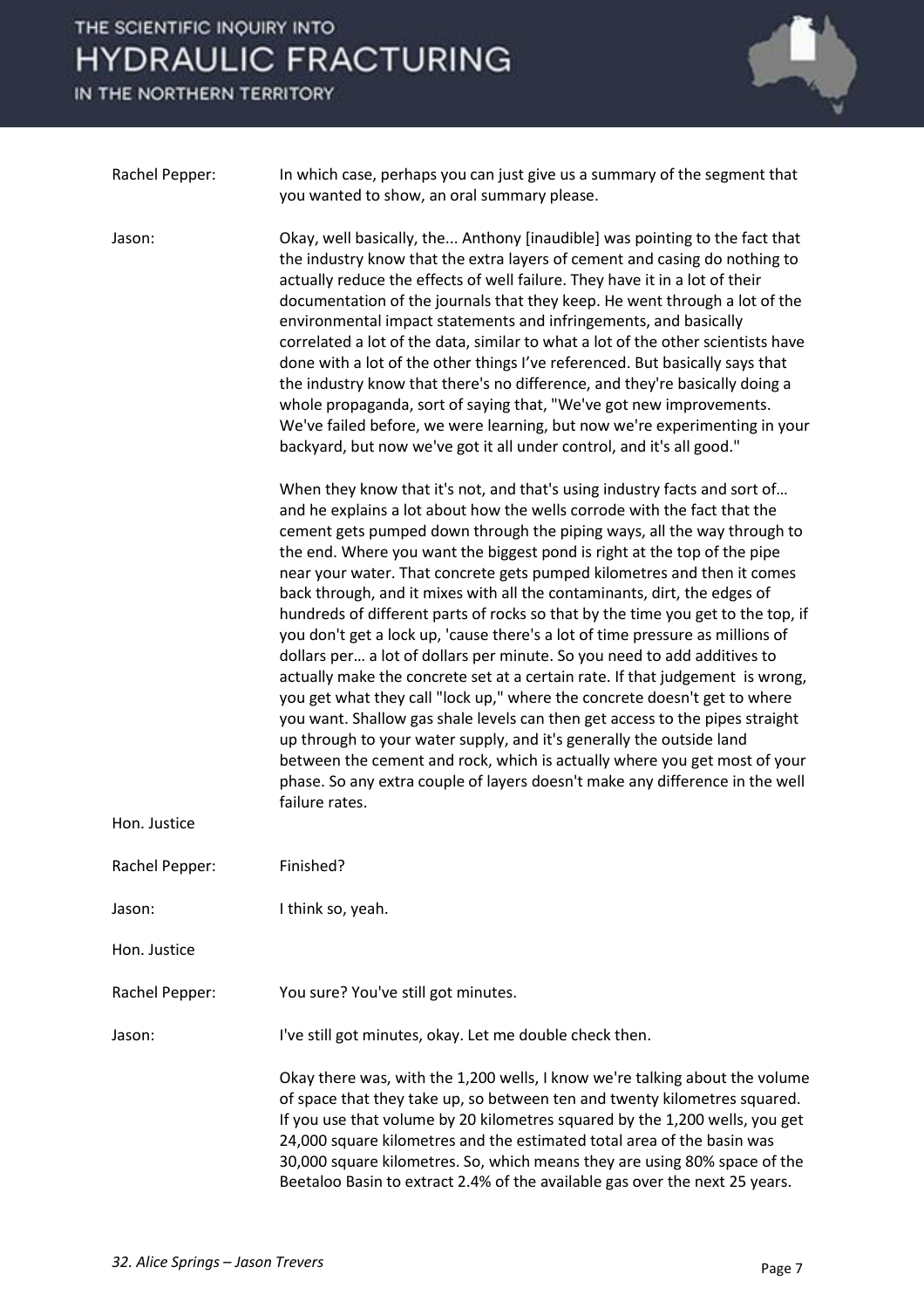Rachel Pepper: In which case, perhaps you can just give us a summary of the segment that you wanted to show, an oral summary please.

Jason: Okay, well basically, the... Anthony [inaudible] was pointing to the fact that the industry know that the extra layers of cement and casing do nothing to actually reduce the effects of well failure. They have it in a lot of their documentation of the journals that they keep. He went through a lot of the environmental impact statements and infringements, and basically correlated a lot of the data, similar to what a lot of the other scientists have done with a lot of the other things I've referenced. But basically says that the industry know that there's no difference, and they're basically doing a whole propaganda, sort of saying that, "We've got new improvements. We've failed before, we were learning, but now we're experimenting in your backyard, but now we've got it all under control, and it's all good."

When they know that it's not, and that's using industry facts and sort of… and he explains a lot about how the wells corrode with the fact that the cement gets pumped down through the piping ways, all the way through to the end. Where you want the biggest pond is right at the top of the pipe near your water. That concrete gets pumped kilometres and then it comes back through, and it mixes with all the contaminants, dirt, the edges of hundreds of different parts of rocks so that by the time you get to the top, if you don't get a lock up, 'cause there's a lot of time pressure as millions of dollars per… a lot of dollars per minute. So you need to add additives to actually make the concrete set at a certain rate. If that judgement is wrong, you get what they call "lock up," where the concrete doesn't get to where you want. Shallow gas shale levels can then get access to the pipes straight up through to your water supply, and it's generally the outside land between the cement and rock, which is actually where you get most of your phase. So any extra couple of layers doesn't make any difference in the well failure rates.

Hon. Justice

Rachel Pepper: Finished?

Jason: I think so, yeah.

Hon. Justice

Rachel Pepper: You sure? You've still got minutes.

Jason: I've still got minutes, okay. Let me double check then.

Okay there was, with the 1,200 wells, I know we're talking about the volume of space that they take up, so between ten and twenty kilometres squared. If you use that volume by 20 kilometres squared by the 1,200 wells, you get 24,000 square kilometres and the estimated total area of the basin was 30,000 square kilometres. So, which means they are using 80% space of the Beetaloo Basin to extract 2.4% of the available gas over the next 25 years.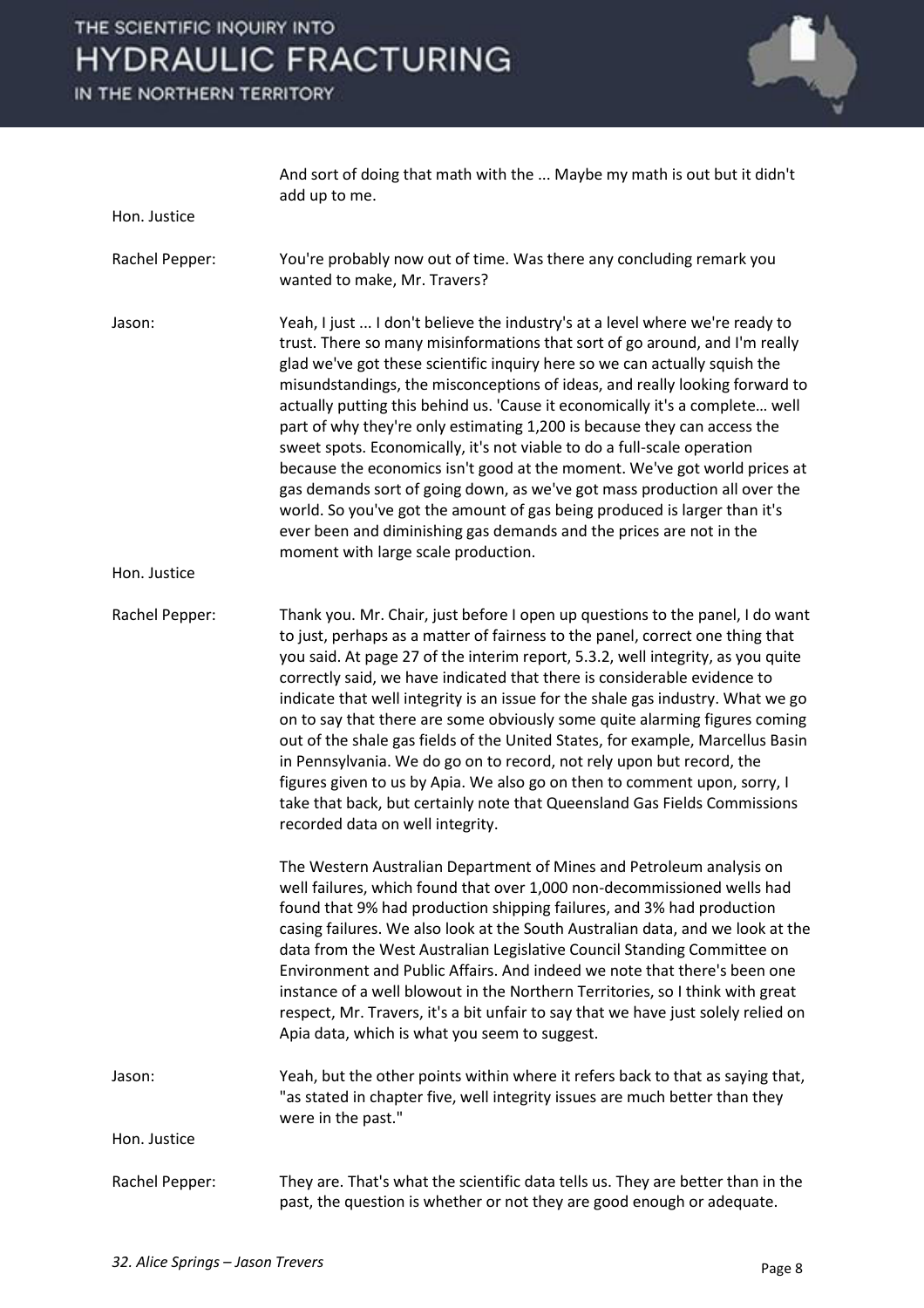| | |
|---|---|
| | And sort of doing that math with the ... Maybe my math is out but it didn't add up to me. |
| Hon. Justice | |
| Rachel Pepper: | You're probably now out of time. Was there any concluding remark you wanted to make, Mr. Travers? |
| Jason: | Yeah, I just ... I don't believe the industry's at a level where we're ready to trust. There so many misinformations that sort of go around, and I'm really glad we've got these scientific inquiry here so we can actually squish the misundstandings, the misconceptions of ideas, and really looking forward to actually putting this behind us. 'Cause it economically it's a complete… well part of why they're only estimating 1,200 is because they can access the sweet spots. Economically, it's not viable to do a full-scale operation because the economics isn't good at the moment. We've got world prices at gas demands sort of going down, as we've got mass production all over the world. So you've got the amount of gas being produced is larger than it's ever been and diminishing gas demands and the prices are not in the moment with large scale production. |
| Hon. Justice | |
| Rachel Pepper: | Thank you. Mr. Chair, just before I open up questions to the panel, I do want to just, perhaps as a matter of fairness to the panel, correct one thing that you said. At page 27 of the interim report, 5.3.2, well integrity, as you quite correctly said, we have indicated that there is considerable evidence to indicate that well integrity is an issue for the shale gas industry. What we go on to say that there are some obviously some quite alarming figures coming out of the shale gas fields of the United States, for example, Marcellus Basin in Pennsylvania. We do go on to record, not rely upon but record, the figures given to us by Apia. We also go on then to comment upon, sorry, I take that back, but certainly note that Queensland Gas Fields Commissions recorded data on well integrity.<br><br>The Western Australian Department of Mines and Petroleum analysis on well failures, which found that over 1,000 non-decommissioned wells had found that 9% had production shipping failures, and 3% had production casing failures. We also look at the South Australian data, and we look at the data from the West Australian Legislative Council Standing Committee on Environment and Public Affairs. And indeed we note that there's been one instance of a well blowout in the Northern Territories, so I think with great respect, Mr. Travers, it's a bit unfair to say that we have just solely relied on Apia data, which is what you seem to suggest. |
| Jason: | Yeah, but the other points within where it refers back to that as saying that, "as stated in chapter five, well integrity issues are much better than they were in the past." |
| Hon. Justice | |
| Rachel Pepper: | They are. That's what the scientific data tells us. They are better than in the past, the question is whether or not they are good enough or adequate. |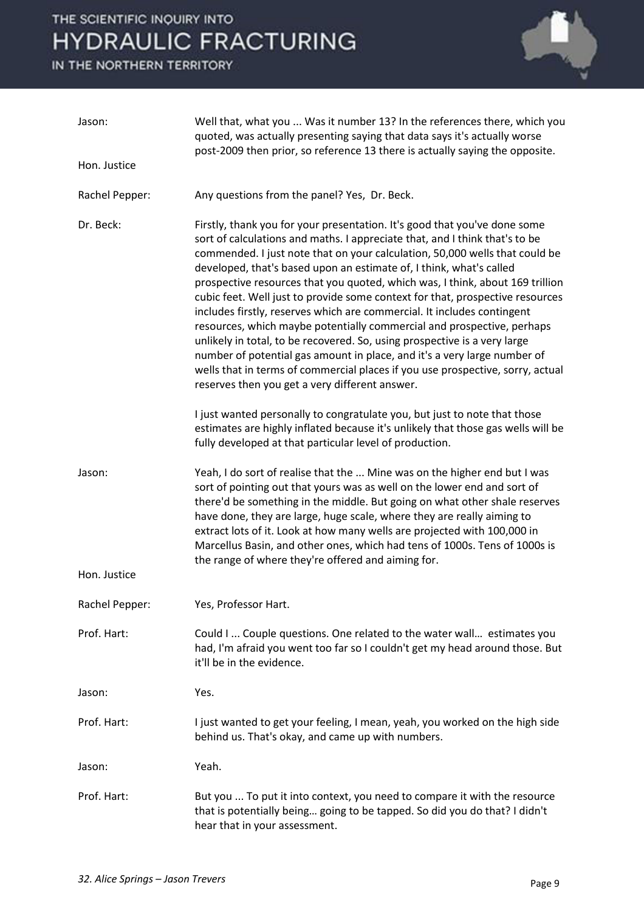Jason: Well that, what you ... Was it number 13? In the references there, which you quoted, was actually presenting saying that data says it's actually worse post-2009 then prior, so reference 13 there is actually saying the opposite.

Hon. Justice

Rachel Pepper: Any questions from the panel? Yes, Dr. Beck.

Dr. Beck: Firstly, thank you for your presentation. It's good that you've done some sort of calculations and maths. I appreciate that, and I think that's to be commended. I just note that on your calculation, 50,000 wells that could be developed, that's based upon an estimate of, I think, what's called prospective resources that you quoted, which was, I think, about 169 trillion cubic feet. Well just to provide some context for that, prospective resources includes firstly, reserves which are commercial. It includes contingent resources, which maybe potentially commercial and prospective, perhaps unlikely in total, to be recovered. So, using prospective is a very large number of potential gas amount in place, and it's a very large number of wells that in terms of commercial places if you use prospective, sorry, actual reserves then you get a very different answer.

I just wanted personally to congratulate you, but just to note that those estimates are highly inflated because it's unlikely that those gas wells will be fully developed at that particular level of production.

Jason: Yeah, I do sort of realise that the ... Mine was on the higher end but I was sort of pointing out that yours was as well on the lower end and sort of there'd be something in the middle. But going on what other shale reserves have done, they are large, huge scale, where they are really aiming to extract lots of it. Look at how many wells are projected with 100,000 in Marcellus Basin, and other ones, which had tens of 1000s. Tens of 1000s is the range of where they're offered and aiming for.

Hon. Justice

Rachel Pepper: Yes, Professor Hart.

Prof. Hart: Could I ... Couple questions. One related to the water wall… estimates you had, I'm afraid you went too far so I couldn't get my head around those. But it'll be in the evidence.

Jason: Yes.

Prof. Hart: I just wanted to get your feeling, I mean, yeah, you worked on the high side behind us. That's okay, and came up with numbers.

Jason: Yeah.

Prof. Hart: But you ... To put it into context, you need to compare it with the resource that is potentially being… going to be tapped. So did you do that? I didn't hear that in your assessment.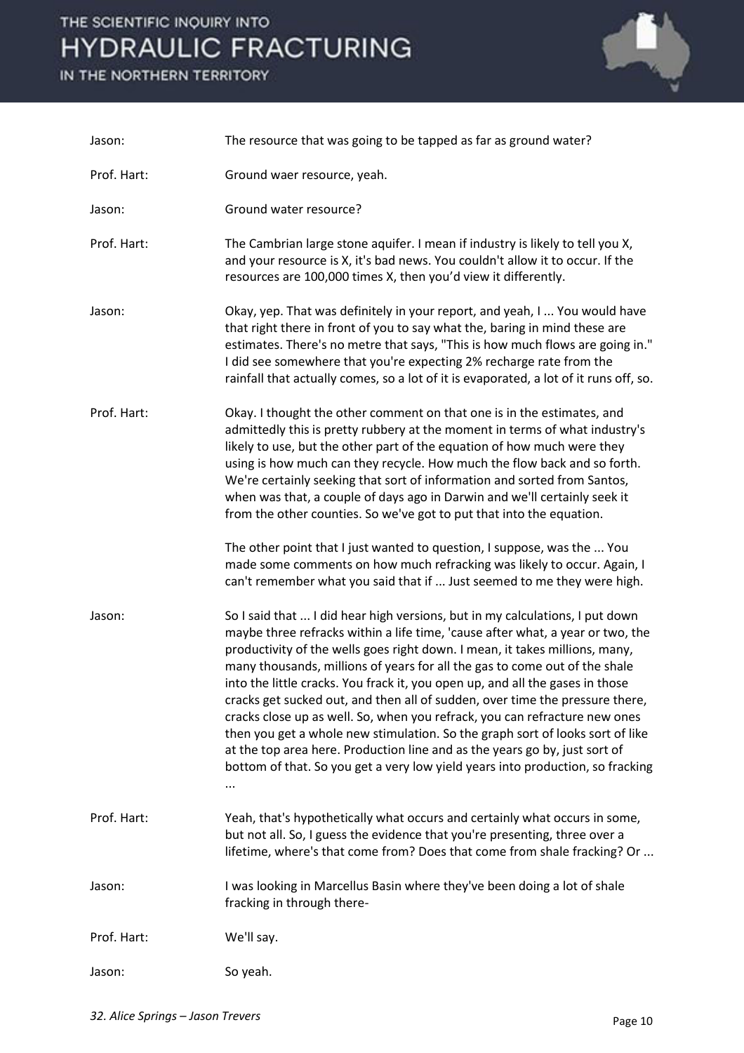Jason: The resource that was going to be tapped as far as ground water?

Prof. Hart: Ground waer resource, yeah.

Jason: Ground water resource?

Prof. Hart: The Cambrian large stone aquifer. I mean if industry is likely to tell you X, and your resource is X, it's bad news. You couldn't allow it to occur. If the resources are 100,000 times X, then you'd view it differently.

Jason: Okay, yep. That was definitely in your report, and yeah, I ... You would have that right there in front of you to say what the, baring in mind these are estimates. There's no metre that says, "This is how much flows are going in." I did see somewhere that you're expecting 2% recharge rate from the rainfall that actually comes, so a lot of it is evaporated, a lot of it runs off, so.

Prof. Hart: Okay. I thought the other comment on that one is in the estimates, and admittedly this is pretty rubbery at the moment in terms of what industry's likely to use, but the other part of the equation of how much were they using is how much can they recycle. How much the flow back and so forth. We're certainly seeking that sort of information and sorted from Santos, when was that, a couple of days ago in Darwin and we'll certainly seek it from the other counties. So we've got to put that into the equation.

The other point that I just wanted to question, I suppose, was the ... You made some comments on how much refracking was likely to occur. Again, I can't remember what you said that if ... Just seemed to me they were high.

Jason: So I said that ... I did hear high versions, but in my calculations, I put down maybe three refracks within a life time, 'cause after what, a year or two, the productivity of the wells goes right down. I mean, it takes millions, many, many thousands, millions of years for all the gas to come out of the shale into the little cracks. You frack it, you open up, and all the gases in those cracks get sucked out, and then all of sudden, over time the pressure there, cracks close up as well. So, when you refrack, you can refracture new ones then you get a whole new stimulation. So the graph sort of looks sort of like at the top area here. Production line and as the years go by, just sort of bottom of that. So you get a very low yield years into production, so fracking ...

Prof. Hart: Yeah, that's hypothetically what occurs and certainly what occurs in some, but not all. So, I guess the evidence that you're presenting, three over a lifetime, where's that come from? Does that come from shale fracking? Or ...

Jason: I was looking in Marcellus Basin where they've been doing a lot of shale fracking in through there-

Prof. Hart: We'll say.

Jason: So yeah.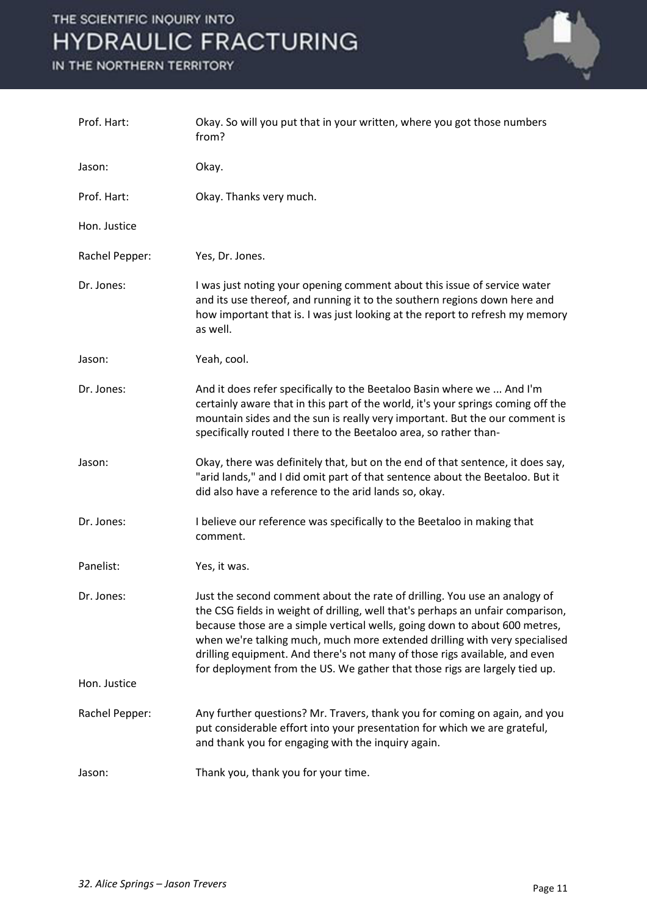| | |
|---|---|
| Prof. Hart: | Okay. So will you put that in your written, where you got those numbers from? |
| Jason: | Okay. |
| Prof. Hart: | Okay. Thanks very much. |
| Hon. Justice Rachel Pepper: | Yes, Dr. Jones. |
| Dr. Jones: | I was just noting your opening comment about this issue of service water and its use thereof, and running it to the southern regions down here and how important that is. I was just looking at the report to refresh my memory as well. |
| Jason: | Yeah, cool. |
| Dr. Jones: | And it does refer specifically to the Beetaloo Basin where we ... And I'm certainly aware that in this part of the world, it's your springs coming off the mountain sides and the sun is really very important. But the our comment is specifically routed I there to the Beetaloo area, so rather than- |
| Jason: | Okay, there was definitely that, but on the end of that sentence, it does say, "arid lands," and I did omit part of that sentence about the Beetaloo. But it did also have a reference to the arid lands so, okay. |
| Dr. Jones: | I believe our reference was specifically to the Beetaloo in making that comment. |
| Panelist: | Yes, it was. |
| Dr. Jones: | Just the second comment about the rate of drilling. You use an analogy of the CSG fields in weight of drilling, well that's perhaps an unfair comparison, because those are a simple vertical wells, going down to about 600 metres, when we're talking much, much more extended drilling with very specialised drilling equipment. And there's not many of those rigs available, and even for deployment from the US. We gather that those rigs are largely tied up. |
| Hon. Justice Rachel Pepper: | Any further questions? Mr. Travers, thank you for coming on again, and you put considerable effort into your presentation for which we are grateful, and thank you for engaging with the inquiry again. |
| Jason: | Thank you, thank you for your time. |